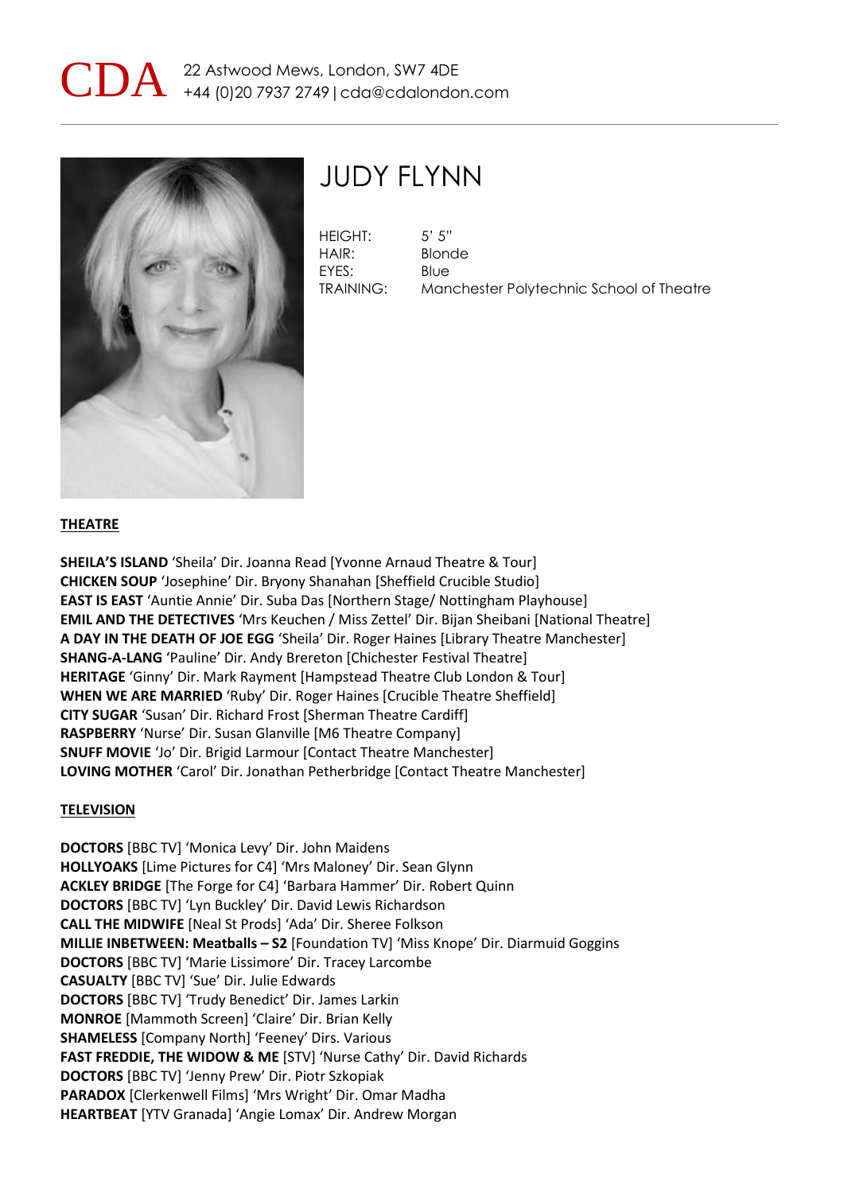CDA 22 Astwood Mews, London, SW7 4DE
+44 (0)20 7937 2749 | cda@cdalondon.com

# JUDY FLYNN

HEIGHT: 5' 5"
HAIR: Blonde
EYES: Blue
TRAINING: Manchester Polytechnic School of Theatre

## THEATRE

**SHEILA'S ISLAND** 'Sheila' Dir. Joanna Read [Yvonne Arnaud Theatre & Tour]
**CHICKEN SOUP** 'Josephine' Dir. Bryony Shanahan [Sheffield Crucible Studio]
**EAST IS EAST** 'Auntie Annie' Dir. Suba Das [Northern Stage/ Nottingham Playhouse]
**EMIL AND THE DETECTIVES** 'Mrs Keuchen / Miss Zettel' Dir. Bijan Sheibani [National Theatre]
**A DAY IN THE DEATH OF JOE EGG** 'Sheila' Dir. Roger Haines [Library Theatre Manchester]
**SHANG-A-LANG** 'Pauline' Dir. Andy Brereton [Chichester Festival Theatre]
**HERITAGE** 'Ginny' Dir. Mark Rayment [Hampstead Theatre Club London & Tour]
**WHEN WE ARE MARRIED** 'Ruby' Dir. Roger Haines [Crucible Theatre Sheffield]
**CITY SUGAR** 'Susan' Dir. Richard Frost [Sherman Theatre Cardiff]
**RASPBERRY** 'Nurse' Dir. Susan Glanville [M6 Theatre Company]
**SNUFF MOVIE** 'Jo' Dir. Brigid Larmour [Contact Theatre Manchester]
**LOVING MOTHER** 'Carol' Dir. Jonathan Petherbridge [Contact Theatre Manchester]

## TELEVISION

**DOCTORS** [BBC TV] 'Monica Levy' Dir. John Maidens
**HOLLYOAKS** [Lime Pictures for C4] 'Mrs Maloney' Dir. Sean Glynn
**ACKLEY BRIDGE** [The Forge for C4] 'Barbara Hammer' Dir. Robert Quinn
**DOCTORS** [BBC TV] 'Lyn Buckley' Dir. David Lewis Richardson
**CALL THE MIDWIFE** [Neal St Prods] 'Ada' Dir. Sheree Folkson
**MILLIE INBETWEEN: Meatballs – S2** [Foundation TV] 'Miss Knope' Dir. Diarmuid Goggins
**DOCTORS** [BBC TV] 'Marie Lissimore' Dir. Tracey Larcombe
**CASUALTY** [BBC TV] 'Sue' Dir. Julie Edwards
**DOCTORS** [BBC TV] 'Trudy Benedict' Dir. James Larkin
**MONROE** [Mammoth Screen] 'Claire' Dir. Brian Kelly
**SHAMELESS** [Company North] 'Feeney' Dirs. Various
**FAST FREDDIE, THE WIDOW & ME** [STV] 'Nurse Cathy' Dir. David Richards
**DOCTORS** [BBC TV] 'Jenny Prew' Dir. Piotr Szkopiak
**PARADOX** [Clerkenwell Films] 'Mrs Wright' Dir. Omar Madha
**HEARTBEAT** [YTV Granada] 'Angie Lomax' Dir. Andrew Morgan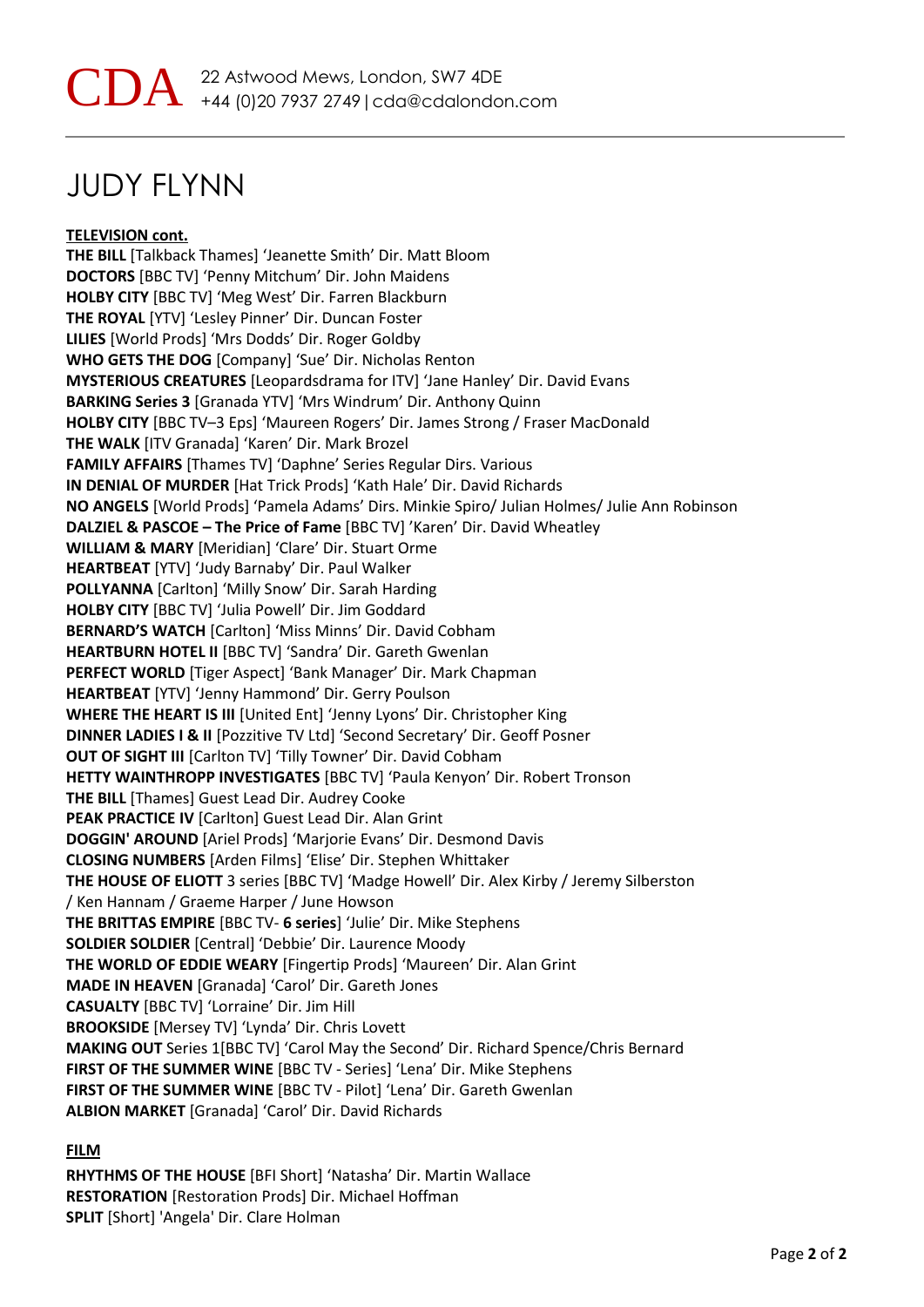CDA 22 Astwood Mews, London, SW7 4DE
+44 (0)20 7937 2749 | cda@cdalondon.com

# JUDY FLYNN

**TELEVISION cont.**

**THE BILL** [Talkback Thames] 'Jeanette Smith' Dir. Matt Bloom
**DOCTORS** [BBC TV] 'Penny Mitchum' Dir. John Maidens
**HOLBY CITY** [BBC TV] 'Meg West' Dir. Farren Blackburn
**THE ROYAL** [YTV] 'Lesley Pinner' Dir. Duncan Foster
**LILIES** [World Prods] 'Mrs Dodds' Dir. Roger Goldby
**WHO GETS THE DOG** [Company] 'Sue' Dir. Nicholas Renton
**MYSTERIOUS CREATURES** [Leopardsdrama for ITV] 'Jane Hanley' Dir. David Evans
**BARKING Series 3** [Granada YTV] 'Mrs Windrum' Dir. Anthony Quinn
**HOLBY CITY** [BBC TV–3 Eps] 'Maureen Rogers' Dir. James Strong / Fraser MacDonald
**THE WALK** [ITV Granada] 'Karen' Dir. Mark Brozel
**FAMILY AFFAIRS** [Thames TV] 'Daphne' Series Regular Dirs. Various
**IN DENIAL OF MURDER** [Hat Trick Prods] 'Kath Hale' Dir. David Richards
**NO ANGELS** [World Prods] 'Pamela Adams' Dirs. Minkie Spiro/ Julian Holmes/ Julie Ann Robinson
**DALZIEL & PASCOE – The Price of Fame** [BBC TV] 'Karen' Dir. David Wheatley
**WILLIAM & MARY** [Meridian] 'Clare' Dir. Stuart Orme
**HEARTBEAT** [YTV] 'Judy Barnaby' Dir. Paul Walker
**POLLYANNA** [Carlton] 'Milly Snow' Dir. Sarah Harding
**HOLBY CITY** [BBC TV] 'Julia Powell' Dir. Jim Goddard
**BERNARD'S WATCH** [Carlton] 'Miss Minns' Dir. David Cobham
**HEARTBURN HOTEL II** [BBC TV] 'Sandra' Dir. Gareth Gwenlan
**PERFECT WORLD** [Tiger Aspect] 'Bank Manager' Dir. Mark Chapman
**HEARTBEAT** [YTV] 'Jenny Hammond' Dir. Gerry Poulson
**WHERE THE HEART IS III** [United Ent] 'Jenny Lyons' Dir. Christopher King
**DINNER LADIES I & II** [Pozzitive TV Ltd] 'Second Secretary' Dir. Geoff Posner
**OUT OF SIGHT III** [Carlton TV] 'Tilly Towner' Dir. David Cobham
**HETTY WAINTHROPP INVESTIGATES** [BBC TV] 'Paula Kenyon' Dir. Robert Tronson
**THE BILL** [Thames] Guest Lead Dir. Audrey Cooke
**PEAK PRACTICE IV** [Carlton] Guest Lead Dir. Alan Grint
**DOGGIN' AROUND** [Ariel Prods] 'Marjorie Evans' Dir. Desmond Davis
**CLOSING NUMBERS** [Arden Films] 'Elise' Dir. Stephen Whittaker
**THE HOUSE OF ELIOTT** 3 series [BBC TV] 'Madge Howell' Dir. Alex Kirby / Jeremy Silberston / Ken Hannam / Graeme Harper / June Howson
**THE BRITTAS EMPIRE** [BBC TV- **6 series**] 'Julie' Dir. Mike Stephens
**SOLDIER SOLDIER** [Central] 'Debbie' Dir. Laurence Moody
**THE WORLD OF EDDIE WEARY** [Fingertip Prods] 'Maureen' Dir. Alan Grint
**MADE IN HEAVEN** [Granada] 'Carol' Dir. Gareth Jones
**CASUALTY** [BBC TV] 'Lorraine' Dir. Jim Hill
**BROOKSIDE** [Mersey TV] 'Lynda' Dir. Chris Lovett
**MAKING OUT** Series 1[BBC TV] 'Carol May the Second' Dir. Richard Spence/Chris Bernard
**FIRST OF THE SUMMER WINE** [BBC TV - Series] 'Lena' Dir. Mike Stephens
**FIRST OF THE SUMMER WINE** [BBC TV - Pilot] 'Lena' Dir. Gareth Gwenlan
**ALBION MARKET** [Granada] 'Carol' Dir. David Richards

**FILM**

**RHYTHMS OF THE HOUSE** [BFI Short] 'Natasha' Dir. Martin Wallace
**RESTORATION** [Restoration Prods] Dir. Michael Hoffman
**SPLIT** [Short] 'Angela' Dir. Clare Holman